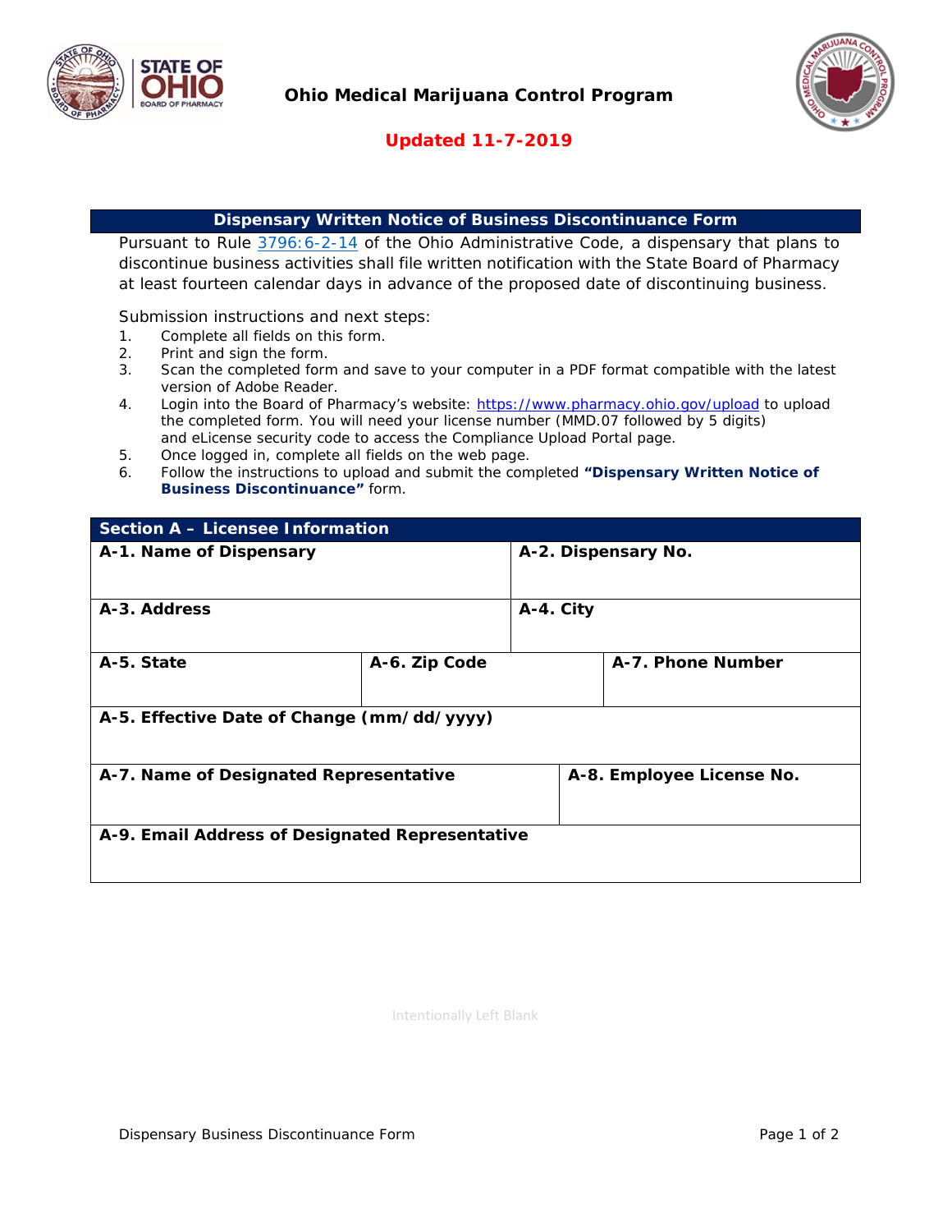**Ohio Medical Marijuana Control Program**

**Updated 11-7-2019**

## Dispensary Written Notice of Business Discontinuance Form

Pursuant to Rule 3796:6-2-14 of the Ohio Administrative Code, a dispensary that plans to discontinue business activities shall file written notification with the State Board of Pharmacy at least fourteen calendar days in advance of the proposed date of discontinuing business.

Submission instructions and next steps:

1. Complete all fields on this form.
2. Print and sign the form.
3. Scan the completed form and save to your computer in a PDF format compatible with the latest version of Adobe Reader.
4. Login into the Board of Pharmacy's website: https://www.pharmacy.ohio.gov/upload to upload the completed form. You will need your license number (MMD.07 followed by 5 digits) and eLicense security code to access the Compliance Upload Portal page.
5. Once logged in, complete all fields on the web page.
6. Follow the instructions to upload and submit the completed **"Dispensary Written Notice of Business Discontinuance"** form.

### Section A – Licensee Information

| **A-1. Name of Dispensary** | | **A-2. Dispensary No.** |
|---|---|---|
| | | |
| **A-3. Address** | | **A-4. City** |
| | | |
| **A-5. State** | **A-6. Zip Code** | **A-7. Phone Number** |
| | | |
| **A-5. Effective Date of Change (mm/dd/yyyy)** | | |
| | | |
| **A-7. Name of Designated Representative** | | **A-8. Employee License No.** |
| | | |
| **A-9. Email Address of Designated Representative** | | |
| | | |

Intentionally Left Blank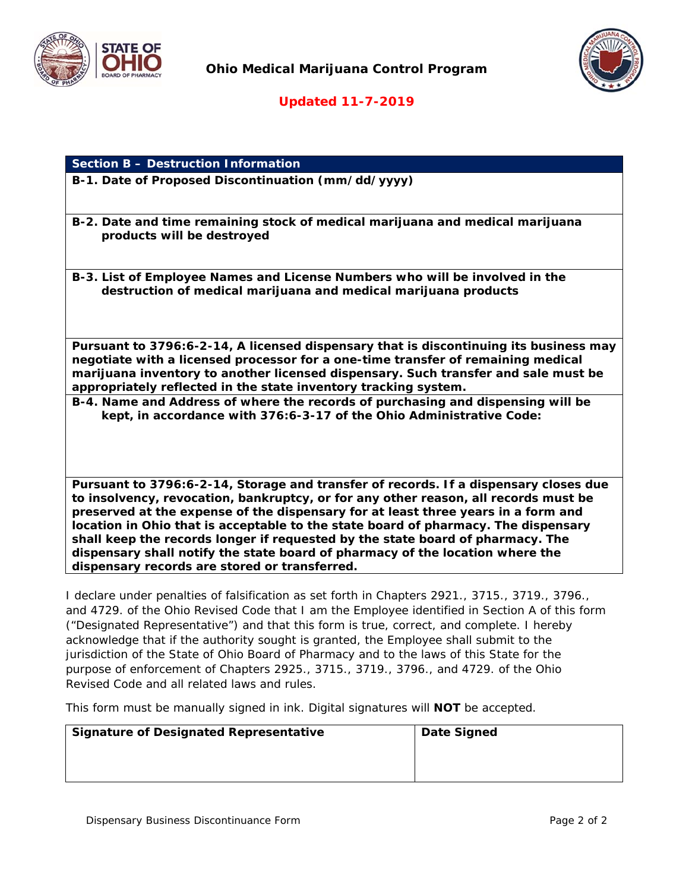Ohio Medical Marijuana Control Program

**Updated 11-7-2019**

| **Section B – Destruction Information** |
| --- |
| **B-1. Date of Proposed Discontinuation (mm/dd/yyyy)** |
| **B-2. Date and time remaining stock of medical marijuana and medical marijuana products will be destroyed** |
| **B-3. List of Employee Names and License Numbers who will be involved in the destruction of medical marijuana and medical marijuana products** |
| **Pursuant to 3796:6-2-14, A licensed dispensary that is discontinuing its business may negotiate with a licensed processor for a one-time transfer of remaining medical marijuana inventory to another licensed dispensary. Such transfer and sale must be appropriately reflected in the state inventory tracking system.** |
| **B-4. Name and Address of where the records of purchasing and dispensing will be kept, in accordance with 376:6-3-17 of the Ohio Administrative Code:** |
| **Pursuant to 3796:6-2-14, Storage and transfer of records. If a dispensary closes due to insolvency, revocation, bankruptcy, or for any other reason, all records must be preserved at the expense of the dispensary for at least three years in a form and location in Ohio that is acceptable to the state board of pharmacy. The dispensary shall keep the records longer if requested by the state board of pharmacy. The dispensary shall notify the state board of pharmacy of the location where the dispensary records are stored or transferred.** |

I declare under penalties of falsification as set forth in Chapters 2921., 3715., 3719., 3796., and 4729. of the Ohio Revised Code that I am the Employee identified in Section A of this form ("Designated Representative") and that this form is true, correct, and complete. I hereby acknowledge that if the authority sought is granted, the Employee shall submit to the jurisdiction of the State of Ohio Board of Pharmacy and to the laws of this State for the purpose of enforcement of Chapters 2925., 3715., 3719., 3796., and 4729. of the Ohio Revised Code and all related laws and rules.

This form must be manually signed in ink. Digital signatures will **NOT** be accepted.

| **Signature of Designated Representative** | **Date Signed** |
| --- | --- |
| | |